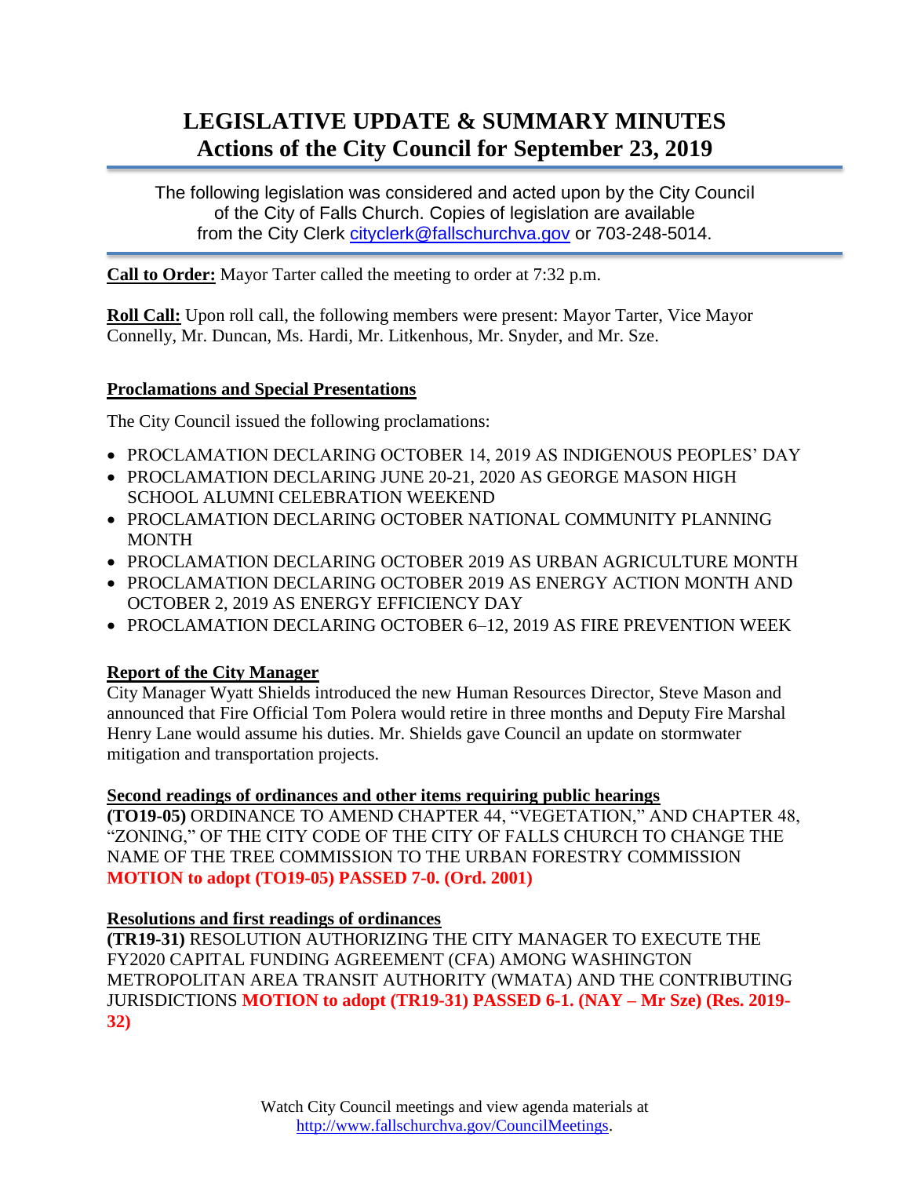# LEGISLATIVE UPDATE & SUMMARY MINUTES
# Actions of the City Council for September 23, 2019

The following legislation was considered and acted upon by the City Council of the City of Falls Church. Copies of legislation are available from the City Clerk cityclerk@fallschurchva.gov or 703-248-5014.

**Call to Order:** Mayor Tarter called the meeting to order at 7:32 p.m.

**Roll Call:** Upon roll call, the following members were present: Mayor Tarter, Vice Mayor Connelly, Mr. Duncan, Ms. Hardi, Mr. Litkenhous, Mr. Snyder, and Mr. Sze.

## Proclamations and Special Presentations

The City Council issued the following proclamations:

- PROCLAMATION DECLARING OCTOBER 14, 2019 AS INDIGENOUS PEOPLES' DAY
- PROCLAMATION DECLARING JUNE 20-21, 2020 AS GEORGE MASON HIGH SCHOOL ALUMNI CELEBRATION WEEKEND
- PROCLAMATION DECLARING OCTOBER NATIONAL COMMUNITY PLANNING MONTH
- PROCLAMATION DECLARING OCTOBER 2019 AS URBAN AGRICULTURE MONTH
- PROCLAMATION DECLARING OCTOBER 2019 AS ENERGY ACTION MONTH AND OCTOBER 2, 2019 AS ENERGY EFFICIENCY DAY
- PROCLAMATION DECLARING OCTOBER 6–12, 2019 AS FIRE PREVENTION WEEK

## Report of the City Manager

City Manager Wyatt Shields introduced the new Human Resources Director, Steve Mason and announced that Fire Official Tom Polera would retire in three months and Deputy Fire Marshal Henry Lane would assume his duties. Mr. Shields gave Council an update on stormwater mitigation and transportation projects.

## Second readings of ordinances and other items requiring public hearings

**(TO19-05)** ORDINANCE TO AMEND CHAPTER 44, "VEGETATION," AND CHAPTER 48, "ZONING," OF THE CITY CODE OF THE CITY OF FALLS CHURCH TO CHANGE THE NAME OF THE TREE COMMISSION TO THE URBAN FORESTRY COMMISSION **MOTION to adopt (TO19-05) PASSED 7-0. (Ord. 2001)**

## Resolutions and first readings of ordinances

**(TR19-31)** RESOLUTION AUTHORIZING THE CITY MANAGER TO EXECUTE THE FY2020 CAPITAL FUNDING AGREEMENT (CFA) AMONG WASHINGTON METROPOLITAN AREA TRANSIT AUTHORITY (WMATA) AND THE CONTRIBUTING JURISDICTIONS **MOTION to adopt (TR19-31) PASSED 6-1. (NAY – Mr Sze) (Res. 2019-32)**

Watch City Council meetings and view agenda materials at http://www.fallschurchva.gov/CouncilMeetings.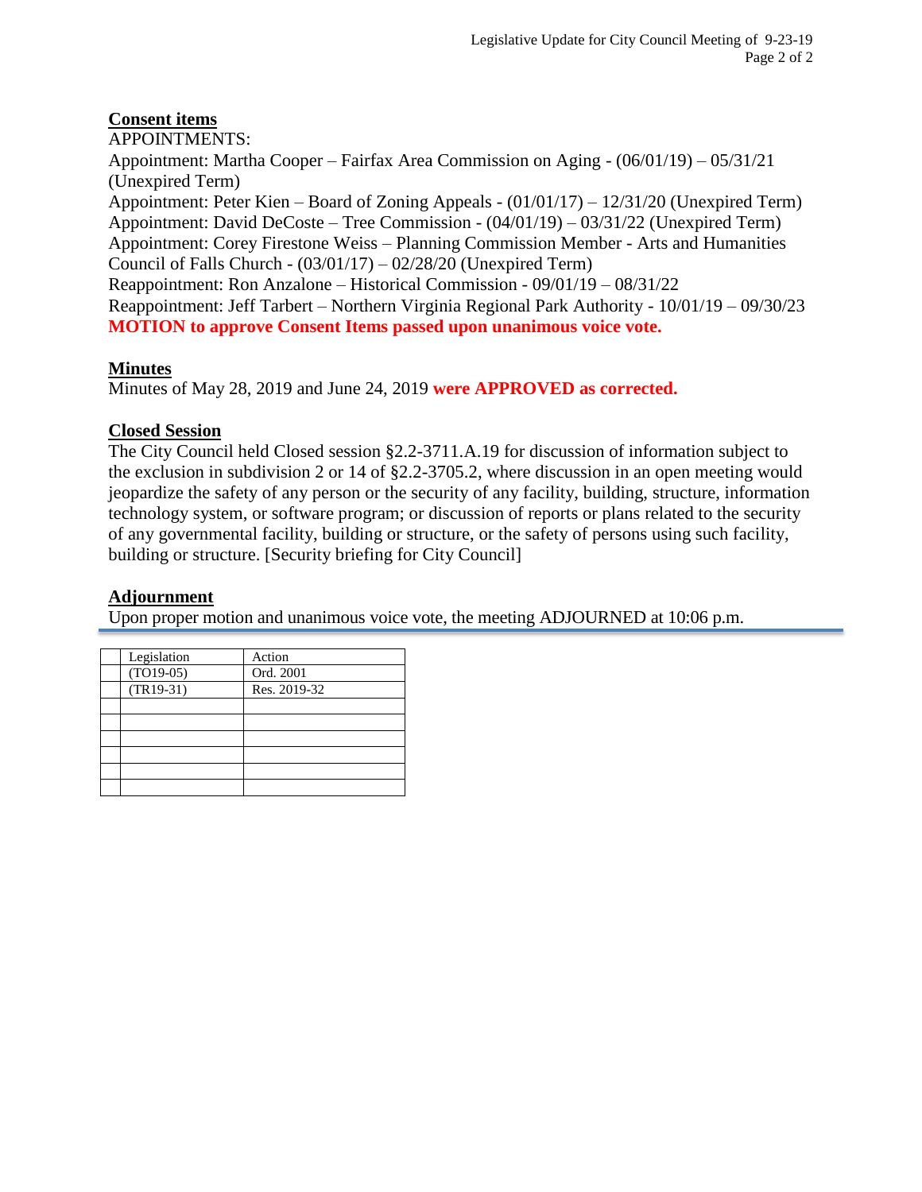**Consent items**

APPOINTMENTS:

Appointment: Martha Cooper – Fairfax Area Commission on Aging - (06/01/19) – 05/31/21 (Unexpired Term)

Appointment: Peter Kien – Board of Zoning Appeals - (01/01/17) – 12/31/20 (Unexpired Term)

Appointment: David DeCoste – Tree Commission - (04/01/19) – 03/31/22 (Unexpired Term)

Appointment: Corey Firestone Weiss – Planning Commission Member - Arts and Humanities Council of Falls Church - (03/01/17) – 02/28/20 (Unexpired Term)

Reappointment: Ron Anzalone – Historical Commission - 09/01/19 – 08/31/22

Reappointment: Jeff Tarbert – Northern Virginia Regional Park Authority - 10/01/19 – 09/30/23

**MOTION to approve Consent Items passed upon unanimous voice vote.**

**Minutes**

Minutes of May 28, 2019 and June 24, 2019 **were APPROVED as corrected.**

**Closed Session**

The City Council held Closed session §2.2-3711.A.19 for discussion of information subject to the exclusion in subdivision 2 or 14 of §2.2-3705.2, where discussion in an open meeting would jeopardize the safety of any person or the security of any facility, building, structure, information technology system, or software program; or discussion of reports or plans related to the security of any governmental facility, building or structure, or the safety of persons using such facility, building or structure. [Security briefing for City Council]

**Adjournment**

Upon proper motion and unanimous voice vote, the meeting ADJOURNED at 10:06 p.m.

| | Legislation | Action |
|---|---|---|
| | (TO19-05) | Ord. 2001 |
| | (TR19-31) | Res. 2019-32 |
| | | |
| | | |
| | | |
| | | |
| | | |
| | | |